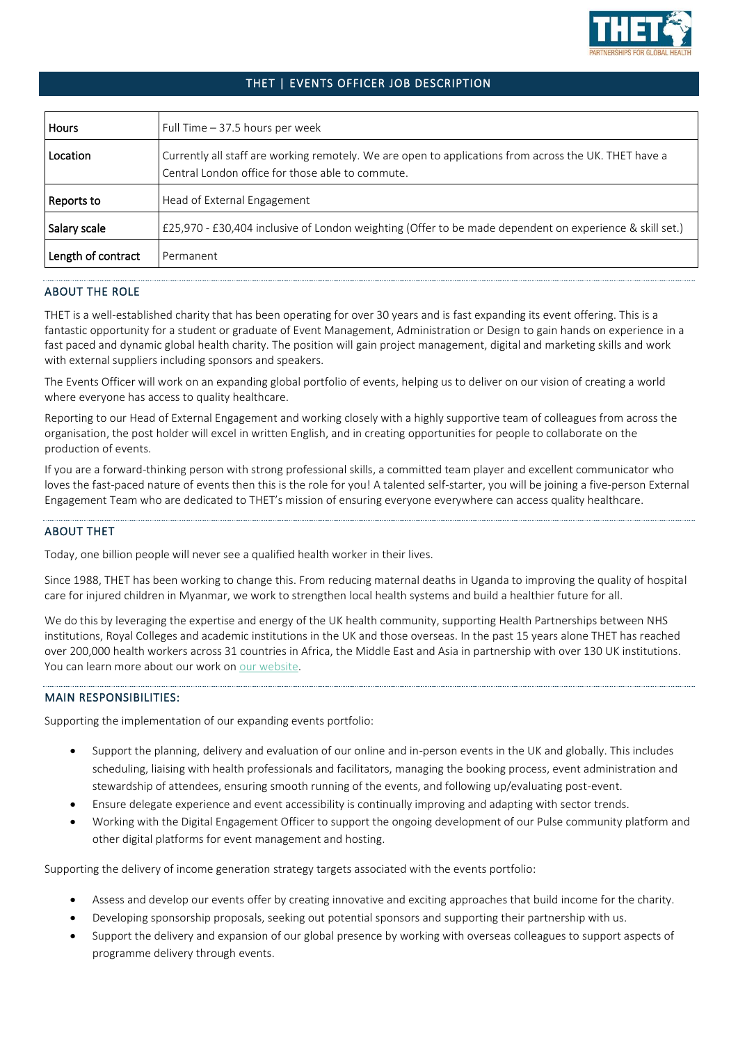# THET | EVENTS OFFICER JOB DESCRIPTION

| Hours | Full Time – 37.5 hours per week |
|---|---|
| Location | Currently all staff are working remotely. We are open to applications from across the UK. THET have a Central London office for those able to commute. |
| Reports to | Head of External Engagement |
| Salary scale | £25,970 - £30,404 inclusive of London weighting (Offer to be made dependent on experience & skill set.) |
| Length of contract | Permanent |

## ABOUT THE ROLE

THET is a well-established charity that has been operating for over 30 years and is fast expanding its event offering. This is a fantastic opportunity for a student or graduate of Event Management, Administration or Design to gain hands on experience in a fast paced and dynamic global health charity. The position will gain project management, digital and marketing skills and work with external suppliers including sponsors and speakers.

The Events Officer will work on an expanding global portfolio of events, helping us to deliver on our vision of creating a world where everyone has access to quality healthcare.

Reporting to our Head of External Engagement and working closely with a highly supportive team of colleagues from across the organisation, the post holder will excel in written English, and in creating opportunities for people to collaborate on the production of events.

If you are a forward-thinking person with strong professional skills, a committed team player and excellent communicator who loves the fast-paced nature of events then this is the role for you! A talented self-starter, you will be joining a five-person External Engagement Team who are dedicated to THET's mission of ensuring everyone everywhere can access quality healthcare.

## ABOUT THET

Today, one billion people will never see a qualified health worker in their lives.

Since 1988, THET has been working to change this. From reducing maternal deaths in Uganda to improving the quality of hospital care for injured children in Myanmar, we work to strengthen local health systems and build a healthier future for all.

We do this by leveraging the expertise and energy of the UK health community, supporting Health Partnerships between NHS institutions, Royal Colleges and academic institutions in the UK and those overseas. In the past 15 years alone THET has reached over 200,000 health workers across 31 countries in Africa, the Middle East and Asia in partnership with over 130 UK institutions. You can learn more about our work on our website.

## MAIN RESPONSIBILITIES:

Supporting the implementation of our expanding events portfolio:

- Support the planning, delivery and evaluation of our online and in-person events in the UK and globally. This includes scheduling, liaising with health professionals and facilitators, managing the booking process, event administration and stewardship of attendees, ensuring smooth running of the events, and following up/evaluating post-event.
- Ensure delegate experience and event accessibility is continually improving and adapting with sector trends.
- Working with the Digital Engagement Officer to support the ongoing development of our Pulse community platform and other digital platforms for event management and hosting.

Supporting the delivery of income generation strategy targets associated with the events portfolio:

- Assess and develop our events offer by creating innovative and exciting approaches that build income for the charity.
- Developing sponsorship proposals, seeking out potential sponsors and supporting their partnership with us.
- Support the delivery and expansion of our global presence by working with overseas colleagues to support aspects of programme delivery through events.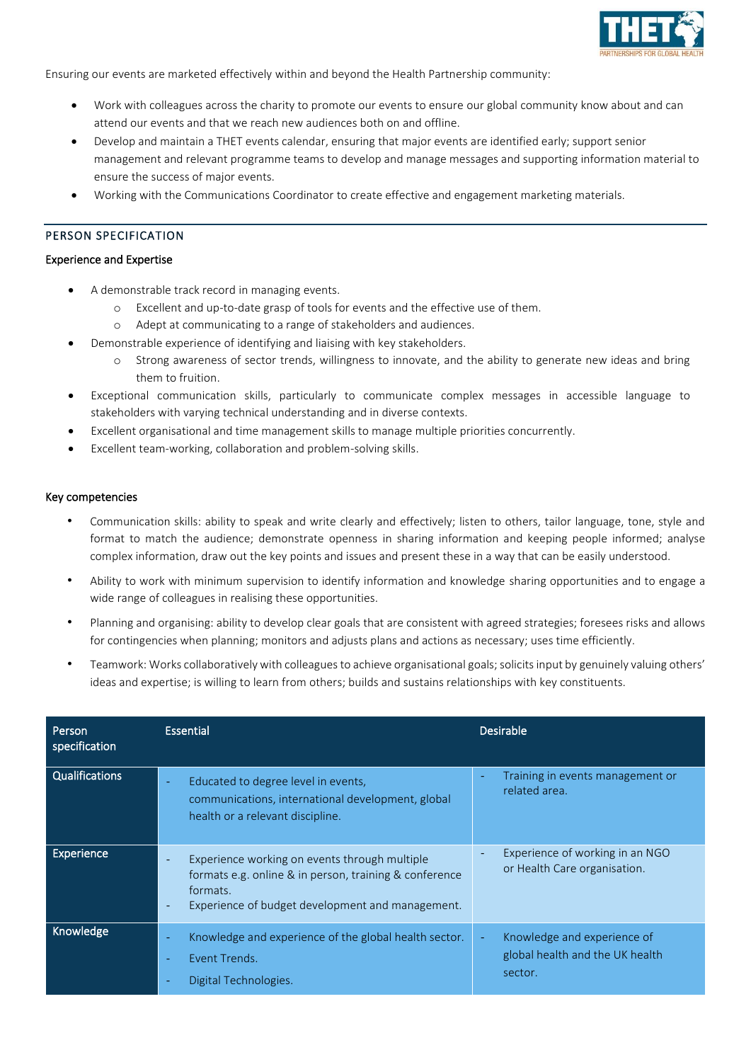Ensuring our events are marketed effectively within and beyond the Health Partnership community:

- Work with colleagues across the charity to promote our events to ensure our global community know about and can attend our events and that we reach new audiences both on and offline.
- Develop and maintain a THET events calendar, ensuring that major events are identified early; support senior management and relevant programme teams to develop and manage messages and supporting information material to ensure the success of major events.
- Working with the Communications Coordinator to create effective and engagement marketing materials.

## PERSON SPECIFICATION

### Experience and Expertise

- A demonstrable track record in managing events.
    - Excellent and up-to-date grasp of tools for events and the effective use of them.
    - Adept at communicating to a range of stakeholders and audiences.
- Demonstrable experience of identifying and liaising with key stakeholders.
    - Strong awareness of sector trends, willingness to innovate, and the ability to generate new ideas and bring them to fruition.
- Exceptional communication skills, particularly to communicate complex messages in accessible language to stakeholders with varying technical understanding and in diverse contexts.
- Excellent organisational and time management skills to manage multiple priorities concurrently.
- Excellent team-working, collaboration and problem-solving skills.

### Key competencies

- Communication skills: ability to speak and write clearly and effectively; listen to others, tailor language, tone, style and format to match the audience; demonstrate openness in sharing information and keeping people informed; analyse complex information, draw out the key points and issues and present these in a way that can be easily understood.
- Ability to work with minimum supervision to identify information and knowledge sharing opportunities and to engage a wide range of colleagues in realising these opportunities.
- Planning and organising: ability to develop clear goals that are consistent with agreed strategies; foresees risks and allows for contingencies when planning; monitors and adjusts plans and actions as necessary; uses time efficiently.
- Teamwork: Works collaboratively with colleagues to achieve organisational goals; solicits input by genuinely valuing others' ideas and expertise; is willing to learn from others; builds and sustains relationships with key constituents.

| Person specification | Essential | Desirable |
|---|---|---|
| Qualifications | - Educated to degree level in events, communications, international development, global health or a relevant discipline. | - Training in events management or related area. |
| Experience | - Experience working on events through multiple formats e.g. online & in person, training & conference formats.<br>- Experience of budget development and management. | - Experience of working in an NGO or Health Care organisation. |
| Knowledge | - Knowledge and experience of the global health sector.<br>- Event Trends.<br>- Digital Technologies. | - Knowledge and experience of global health and the UK health sector. |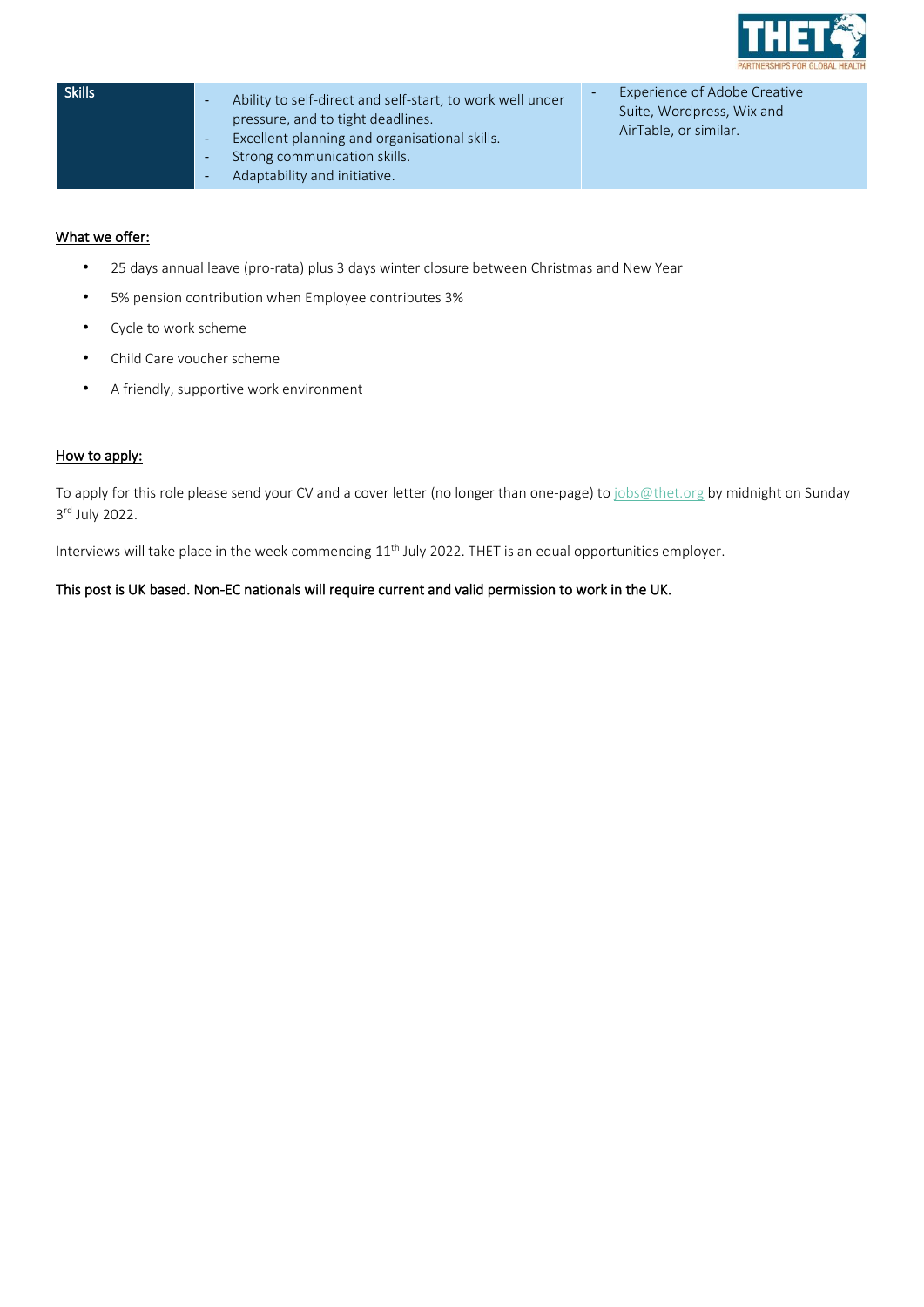| | | |
|---|---|---|
| **Skills** | - Ability to self-direct and self-start, to work well under pressure, and to tight deadlines.<br>- Excellent planning and organisational skills.<br>- Strong communication skills.<br>- Adaptability and initiative. | - Experience of Adobe Creative Suite, Wordpress, Wix and AirTable, or similar. |

## What we offer:

- 25 days annual leave (pro-rata) plus 3 days winter closure between Christmas and New Year
- 5% pension contribution when Employee contributes 3%
- Cycle to work scheme
- Child Care voucher scheme
- A friendly, supportive work environment

## How to apply:

To apply for this role please send your CV and a cover letter (no longer than one-page) to jobs@thet.org by midnight on Sunday 3rd July 2022.

Interviews will take place in the week commencing 11th July 2022. THET is an equal opportunities employer.

**This post is UK based. Non-EC nationals will require current and valid permission to work in the UK.**